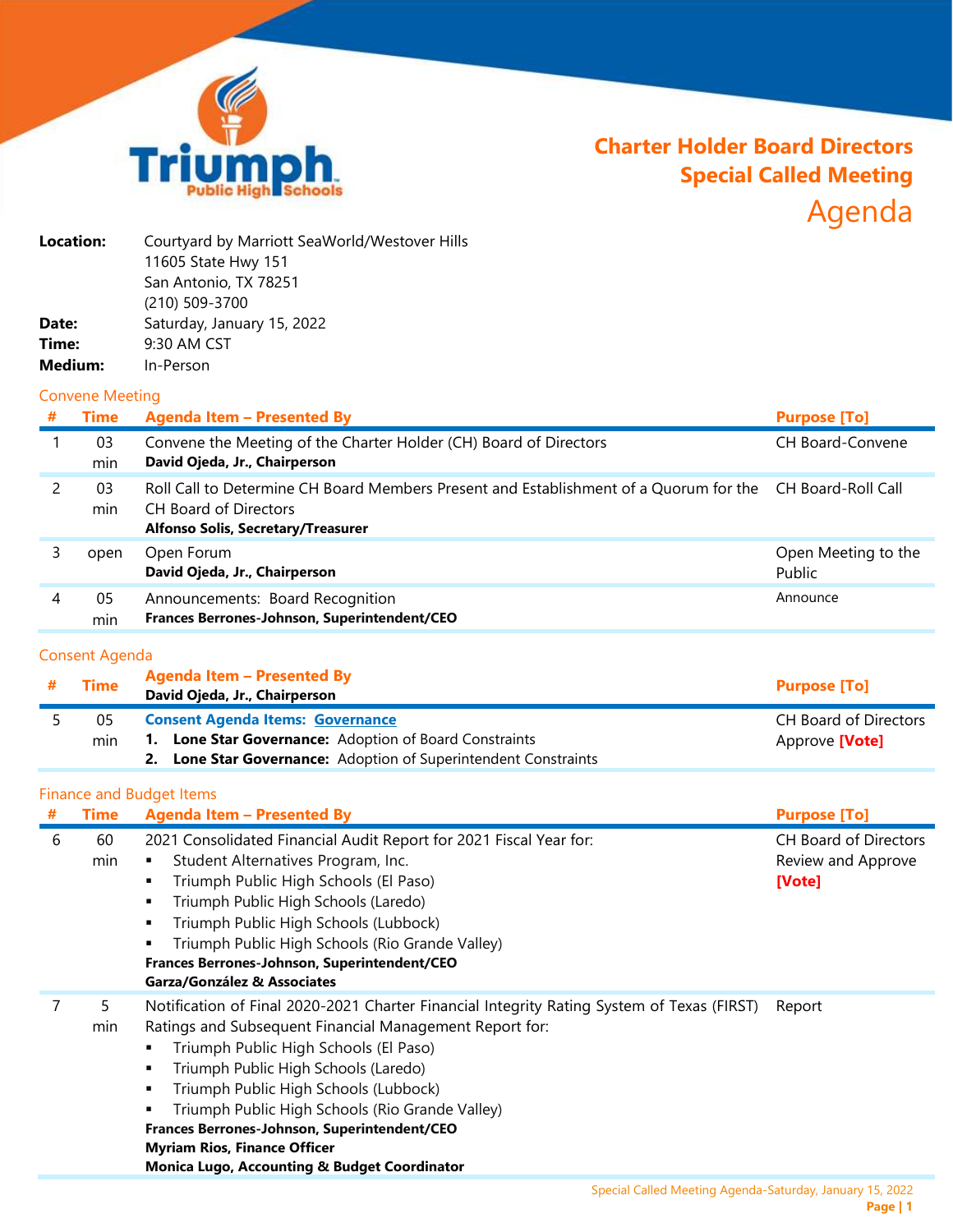# Charter Holder Board Directors Special Called Meeting

# Agenda

**Location:** Courtyard by Marriott SeaWorld/Westover Hills
11605 State Hwy 151
San Antonio, TX 78251
(210) 509-3700

**Date:** Saturday, January 15, 2022

**Time:** 9:30 AM CST

**Medium:** In-Person

## Convene Meeting

| # | Time | Agenda Item – Presented By | Purpose [To] |
|---|---|---|---|
| 1 | 03 min | Convene the Meeting of the Charter Holder (CH) Board of Directors<br>**David Ojeda, Jr., Chairperson** | CH Board-Convene |
| 2 | 03 min | Roll Call to Determine CH Board Members Present and Establishment of a Quorum for the CH Board of Directors<br>**Alfonso Solis, Secretary/Treasurer** | CH Board-Roll Call |
| 3 | open | Open Forum<br>**David Ojeda, Jr., Chairperson** | Open Meeting to the Public |
| 4 | 05 min | Announcements: Board Recognition<br>**Frances Berrones-Johnson, Superintendent/CEO** | Announce |

## Consent Agenda

| # | Time | Agenda Item – Presented By<br>**David Ojeda, Jr., Chairperson** | Purpose [To] |
|---|---|---|---|
| 5 | 05 min | **Consent Agenda Items: Governance**<br>1. **Lone Star Governance:** Adoption of Board Constraints<br>2. **Lone Star Governance:** Adoption of Superintendent Constraints | CH Board of Directors Approve **[Vote]** |

## Finance and Budget Items

| # | Time | Agenda Item – Presented By | Purpose [To] |
|---|---|---|---|
| 6 | 60 min | 2021 Consolidated Financial Audit Report for 2021 Fiscal Year for:<br>▪ Student Alternatives Program, Inc.<br>▪ Triumph Public High Schools (El Paso)<br>▪ Triumph Public High Schools (Laredo)<br>▪ Triumph Public High Schools (Lubbock)<br>▪ Triumph Public High Schools (Rio Grande Valley)<br>**Frances Berrones-Johnson, Superintendent/CEO**<br>**Garza/González & Associates** | CH Board of Directors Review and Approve **[Vote]** |
| 7 | 5 min | Notification of Final 2020-2021 Charter Financial Integrity Rating System of Texas (FIRST) Ratings and Subsequent Financial Management Report for:<br>▪ Triumph Public High Schools (El Paso)<br>▪ Triumph Public High Schools (Laredo)<br>▪ Triumph Public High Schools (Lubbock)<br>▪ Triumph Public High Schools (Rio Grande Valley)<br>**Frances Berrones-Johnson, Superintendent/CEO**<br>**Myriam Rios, Finance Officer**<br>**Monica Lugo, Accounting & Budget Coordinator** | Report |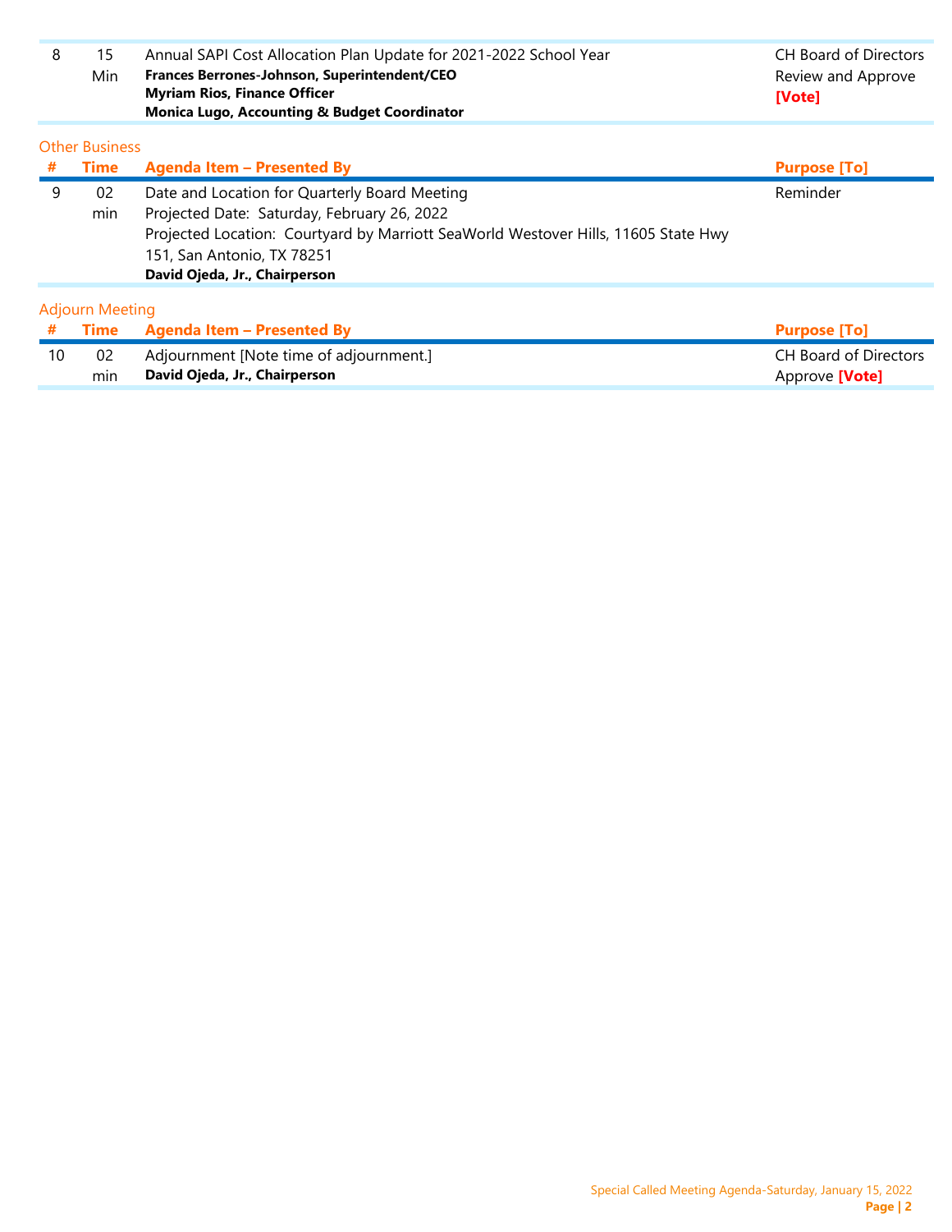| | | | |
|---|---|---|---|
| 8 | 15 Min | Annual SAPI Cost Allocation Plan Update for 2021-2022 School Year **Frances Berrones-Johnson, Superintendent/CEO** **Myriam Rios, Finance Officer** **Monica Lugo, Accounting & Budget Coordinator** | CH Board of Directors Review and Approve **[Vote]** |

Other Business

| # | Time | Agenda Item – Presented By | Purpose [To] |
|---|---|---|---|
| 9 | 02 min | Date and Location for Quarterly Board Meeting<br>Projected Date: Saturday, February 26, 2022<br>Projected Location: Courtyard by Marriott SeaWorld Westover Hills, 11605 State Hwy 151, San Antonio, TX 78251<br>**David Ojeda, Jr., Chairperson** | Reminder |

Adjourn Meeting

| # | Time | Agenda Item – Presented By | Purpose [To] |
|---|---|---|---|
| 10 | 02 min | Adjournment [Note time of adjournment.]<br>**David Ojeda, Jr., Chairperson** | CH Board of Directors Approve **[Vote]** |